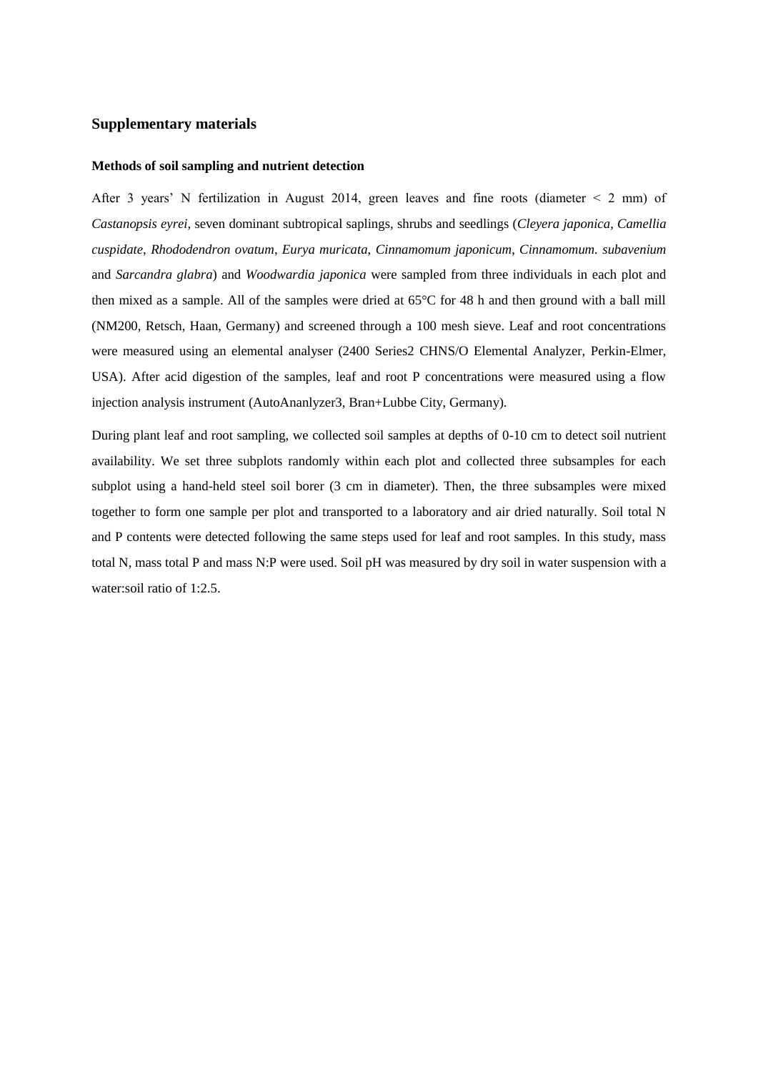## Supplementary materials

### Methods of soil sampling and nutrient detection

After 3 years' N fertilization in August 2014, green leaves and fine roots (diameter < 2 mm) of *Castanopsis eyrei*, seven dominant subtropical saplings, shrubs and seedlings (*Cleyera japonica*, *Camellia cuspidate*, *Rhododendron ovatum*, *Eurya muricata*, *Cinnamomum japonicum*, *Cinnamomum. subavenium* and *Sarcandra glabra*) and *Woodwardia japonica* were sampled from three individuals in each plot and then mixed as a sample. All of the samples were dried at 65°C for 48 h and then ground with a ball mill (NM200, Retsch, Haan, Germany) and screened through a 100 mesh sieve. Leaf and root concentrations were measured using an elemental analyser (2400 Series2 CHNS/O Elemental Analyzer, Perkin-Elmer, USA). After acid digestion of the samples, leaf and root P concentrations were measured using a flow injection analysis instrument (AutoAnanlyzer3, Bran+Lubbe City, Germany).

During plant leaf and root sampling, we collected soil samples at depths of 0-10 cm to detect soil nutrient availability. We set three subplots randomly within each plot and collected three subsamples for each subplot using a hand-held steel soil borer (3 cm in diameter). Then, the three subsamples were mixed together to form one sample per plot and transported to a laboratory and air dried naturally. Soil total N and P contents were detected following the same steps used for leaf and root samples. In this study, mass total N, mass total P and mass N:P were used. Soil pH was measured by dry soil in water suspension with a water:soil ratio of 1:2.5.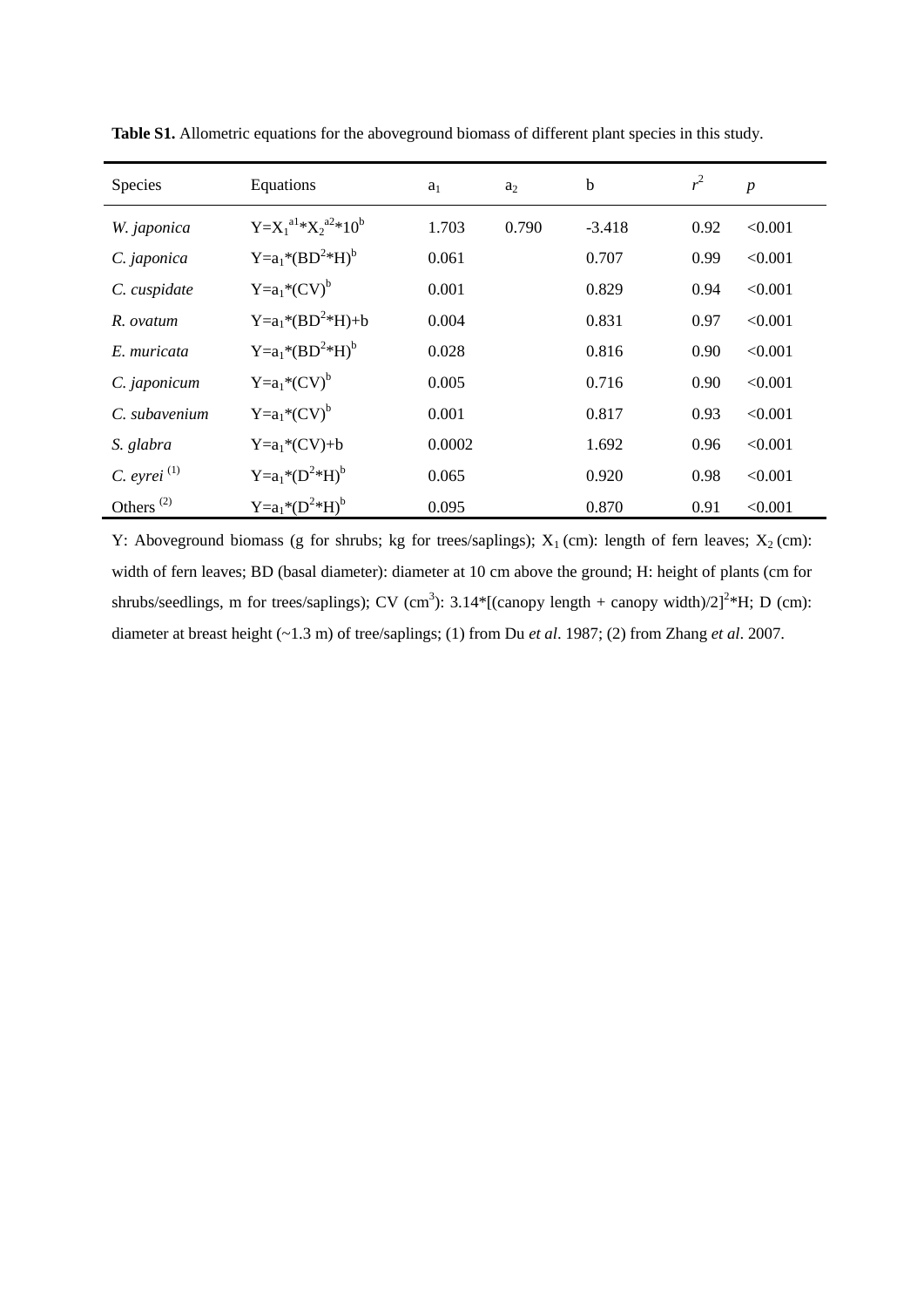**Table S1.** Allometric equations for the aboveground biomass of different plant species in this study.

| Species | Equations | $a_1$ | $a_2$ | b | $r^2$ | *p* |
|---|---|---|---|---|---|---|
| *W. japonica* | $Y=X_1^{a1}*X_2^{a2}*10^b$ | 1.703 | 0.790 | -3.418 | 0.92 | <0.001 |
| *C. japonica* | $Y=a_1*(BD^2*H)^b$ | 0.061 | | 0.707 | 0.99 | <0.001 |
| *C. cuspidate* | $Y=a_1*(CV)^b$ | 0.001 | | 0.829 | 0.94 | <0.001 |
| *R. ovatum* | $Y=a_1*(BD^2*H)+b$ | 0.004 | | 0.831 | 0.97 | <0.001 |
| *E. muricata* | $Y=a_1*(BD^2*H)^b$ | 0.028 | | 0.816 | 0.90 | <0.001 |
| *C. japonicum* | $Y=a_1*(CV)^b$ | 0.005 | | 0.716 | 0.90 | <0.001 |
| *C. subavenium* | $Y=a_1*(CV)^b$ | 0.001 | | 0.817 | 0.93 | <0.001 |
| *S. glabra* | $Y=a_1*(CV)+b$ | 0.0002 | | 1.692 | 0.96 | <0.001 |
| *C. eyrei* (1) | $Y=a_1*(D^2*H)^b$ | 0.065 | | 0.920 | 0.98 | <0.001 |
| Others (2) | $Y=a_1*(D^2*H)^b$ | 0.095 | | 0.870 | 0.91 | <0.001 |

Y: Aboveground biomass (g for shrubs; kg for trees/saplings); $X_1$ (cm): length of fern leaves; $X_2$ (cm): width of fern leaves; BD (basal diameter): diameter at 10 cm above the ground; H: height of plants (cm for shrubs/seedlings, m for trees/saplings); CV ($cm^3$): $3.14*[(\text{canopy length} + \text{canopy width})/2]^2*H$; D (cm): diameter at breast height (~1.3 m) of tree/saplings; (1) from Du *et al*. 1987; (2) from Zhang *et al*. 2007.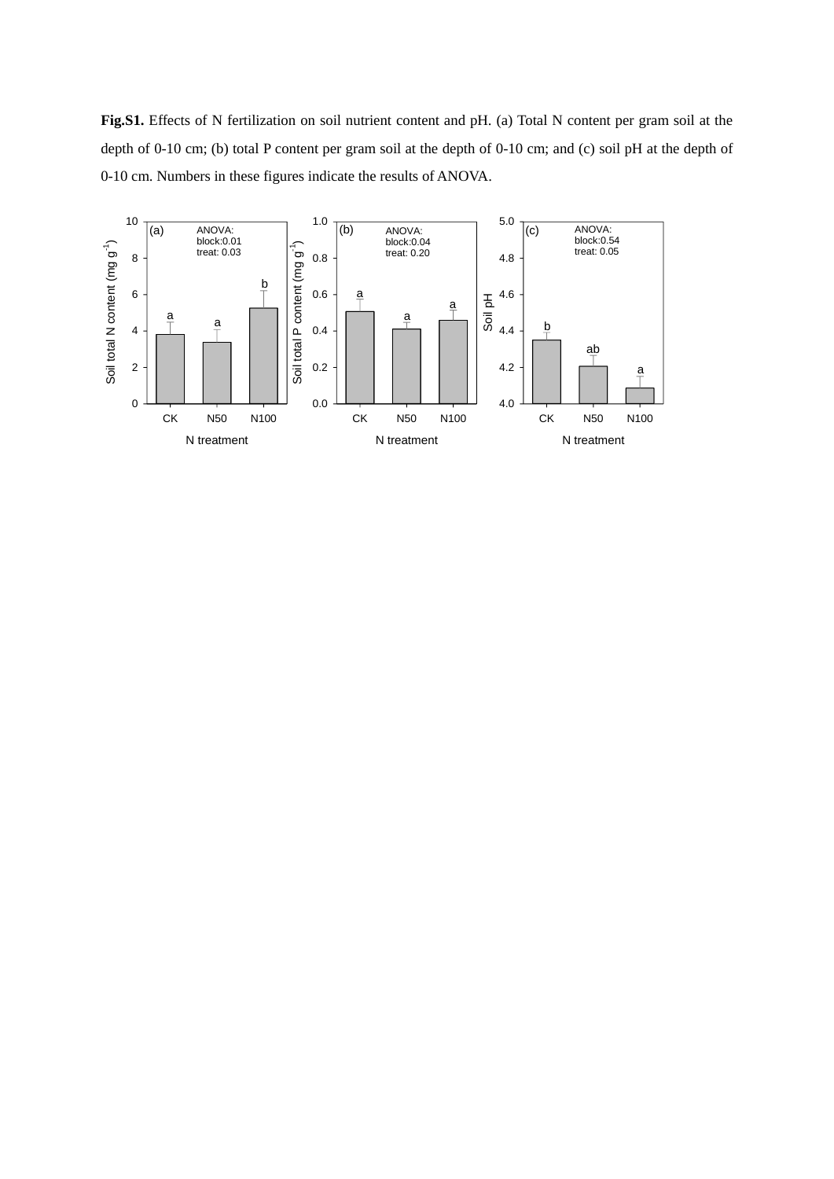**Fig.S1.** Effects of N fertilization on soil nutrient content and pH. (a) Total N content per gram soil at the depth of 0-10 cm; (b) total P content per gram soil at the depth of 0-10 cm; and (c) soil pH at the depth of 0-10 cm. Numbers in these figures indicate the results of ANOVA.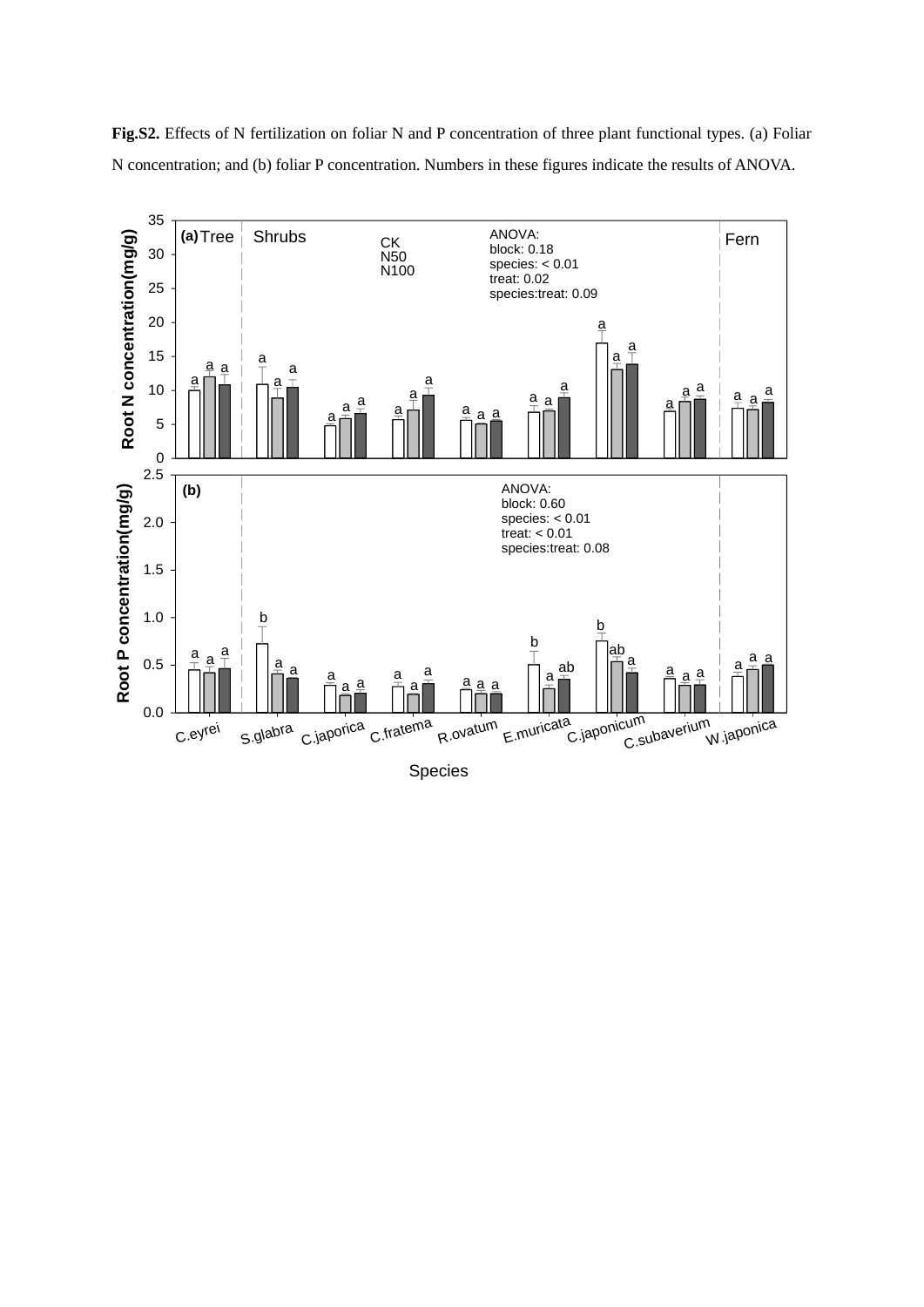**Fig.S2.** Effects of N fertilization on foliar N and P concentration of three plant functional types. (a) Foliar N concentration; and (b) foliar P concentration. Numbers in these figures indicate the results of ANOVA.

(a) Tree | Shrubs | Fern

CK
N50
N100

ANOVA:
block: 0.18
species: < 0.01
treat: 0.02
species:treat: 0.09

Root N concentration(mg/g)

(b)

ANOVA:
block: 0.60
species: < 0.01
treat: < 0.01
species:treat: 0.08

Root P concentration(mg/g)

C.eyrei, S.glabra, C.japorica, C.fratema, R.ovatum, E.muricata, C.japonicum, C.subaverium, W.japonica

Species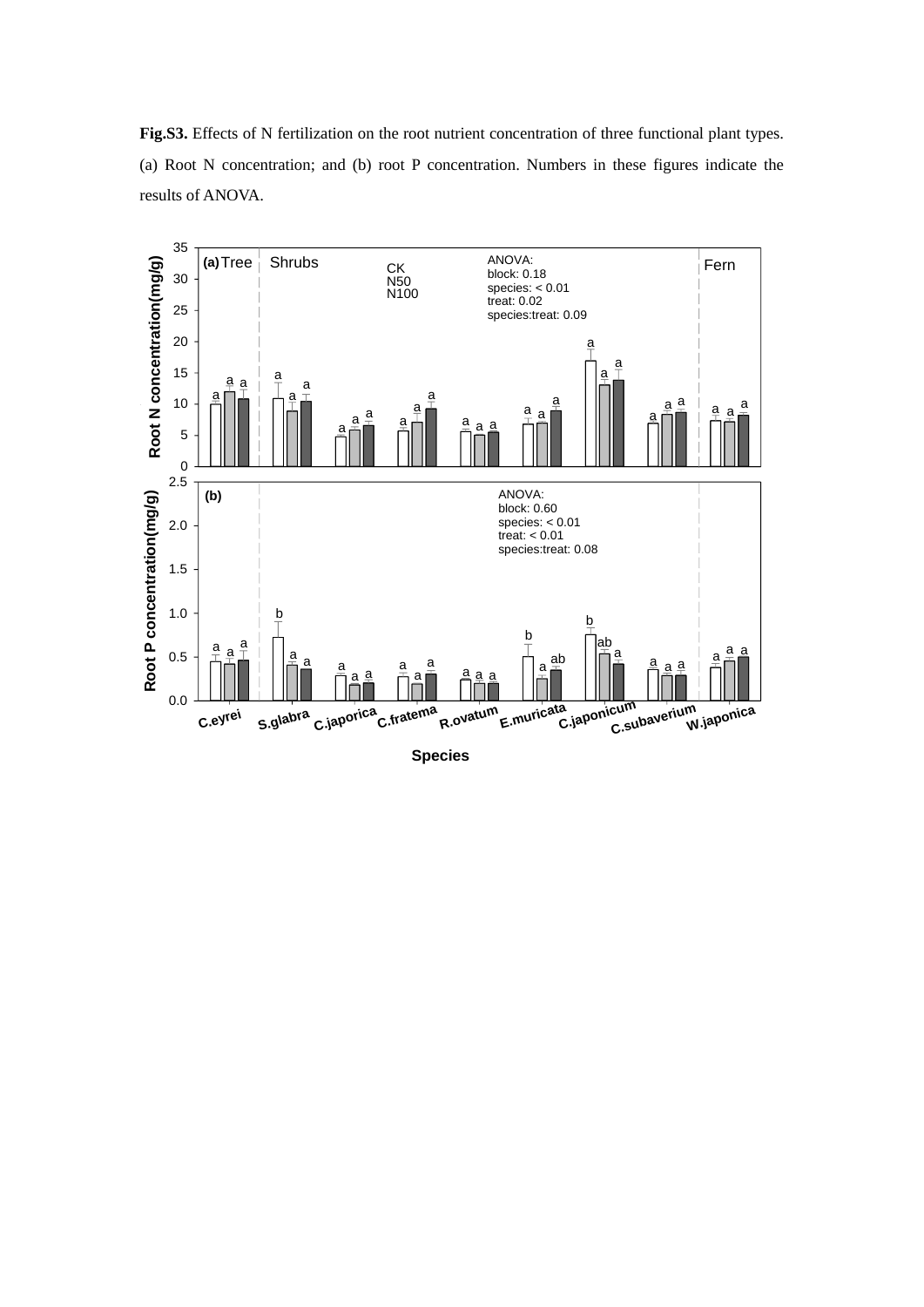**Fig.S3.** Effects of N fertilization on the root nutrient concentration of three functional plant types. (a) Root N concentration; and (b) root P concentration. Numbers in these figures indicate the results of ANOVA.

(a) Tree Shrubs Fern

CK
N50
N100

ANOVA:
block: 0.18
species: < 0.01
treat: 0.02
species:treat: 0.09

Root N concentration(mg/g)

0 5 10 15 20 25 30 35

(b)

ANOVA:
block: 0.60
species: < 0.01
treat: < 0.01
species:treat: 0.08

Root P concentration(mg/g)

0.0 0.5 1.0 1.5 2.0 2.5

C.eyrei S.glabra C.japorica C.fratema R.ovatum E.muricata C.japonicum C.subaverium W.japonica

Species